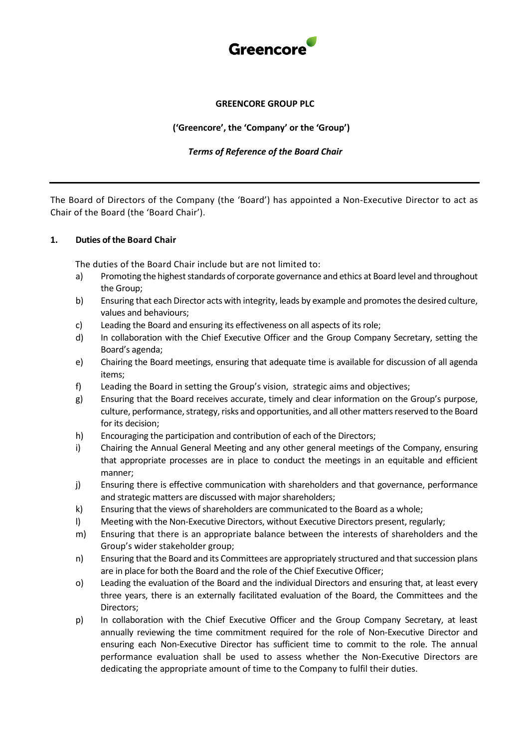**GREENCORE GROUP PLC**

**('Greencore', the 'Company' or the 'Group')**

***Terms of Reference of the Board Chair***

---

The Board of Directors of the Company (the 'Board') has appointed a Non-Executive Director to act as Chair of the Board (the 'Board Chair').

## 1. Duties of the Board Chair

The duties of the Board Chair include but are not limited to:

a) Promoting the highest standards of corporate governance and ethics at Board level and throughout the Group;

b) Ensuring that each Director acts with integrity, leads by example and promotes the desired culture, values and behaviours;

c) Leading the Board and ensuring its effectiveness on all aspects of its role;

d) In collaboration with the Chief Executive Officer and the Group Company Secretary, setting the Board's agenda;

e) Chairing the Board meetings, ensuring that adequate time is available for discussion of all agenda items;

f) Leading the Board in setting the Group's vision, strategic aims and objectives;

g) Ensuring that the Board receives accurate, timely and clear information on the Group's purpose, culture, performance, strategy, risks and opportunities, and all other matters reserved to the Board for its decision;

h) Encouraging the participation and contribution of each of the Directors;

i) Chairing the Annual General Meeting and any other general meetings of the Company, ensuring that appropriate processes are in place to conduct the meetings in an equitable and efficient manner;

j) Ensuring there is effective communication with shareholders and that governance, performance and strategic matters are discussed with major shareholders;

k) Ensuring that the views of shareholders are communicated to the Board as a whole;

l) Meeting with the Non-Executive Directors, without Executive Directors present, regularly;

m) Ensuring that there is an appropriate balance between the interests of shareholders and the Group's wider stakeholder group;

n) Ensuring that the Board and its Committees are appropriately structured and that succession plans are in place for both the Board and the role of the Chief Executive Officer;

o) Leading the evaluation of the Board and the individual Directors and ensuring that, at least every three years, there is an externally facilitated evaluation of the Board, the Committees and the Directors;

p) In collaboration with the Chief Executive Officer and the Group Company Secretary, at least annually reviewing the time commitment required for the role of Non-Executive Director and ensuring each Non-Executive Director has sufficient time to commit to the role. The annual performance evaluation shall be used to assess whether the Non-Executive Directors are dedicating the appropriate amount of time to the Company to fulfil their duties.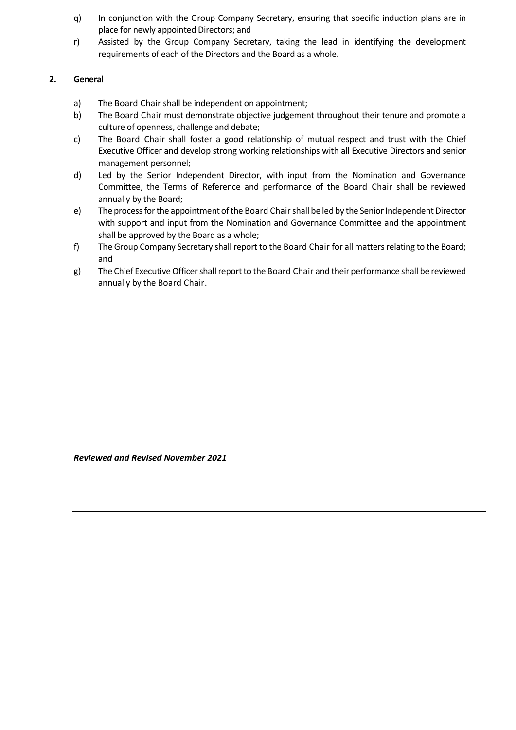q) In conjunction with the Group Company Secretary, ensuring that specific induction plans are in place for newly appointed Directors; and

r) Assisted by the Group Company Secretary, taking the lead in identifying the development requirements of each of the Directors and the Board as a whole.

**2. General**

a) The Board Chair shall be independent on appointment;

b) The Board Chair must demonstrate objective judgement throughout their tenure and promote a culture of openness, challenge and debate;

c) The Board Chair shall foster a good relationship of mutual respect and trust with the Chief Executive Officer and develop strong working relationships with all Executive Directors and senior management personnel;

d) Led by the Senior Independent Director, with input from the Nomination and Governance Committee, the Terms of Reference and performance of the Board Chair shall be reviewed annually by the Board;

e) The process for the appointment of the Board Chair shall be led by the Senior Independent Director with support and input from the Nomination and Governance Committee and the appointment shall be approved by the Board as a whole;

f) The Group Company Secretary shall report to the Board Chair for all matters relating to the Board; and

g) The Chief Executive Officer shall report to the Board Chair and their performance shall be reviewed annually by the Board Chair.

***Reviewed and Revised November 2021***